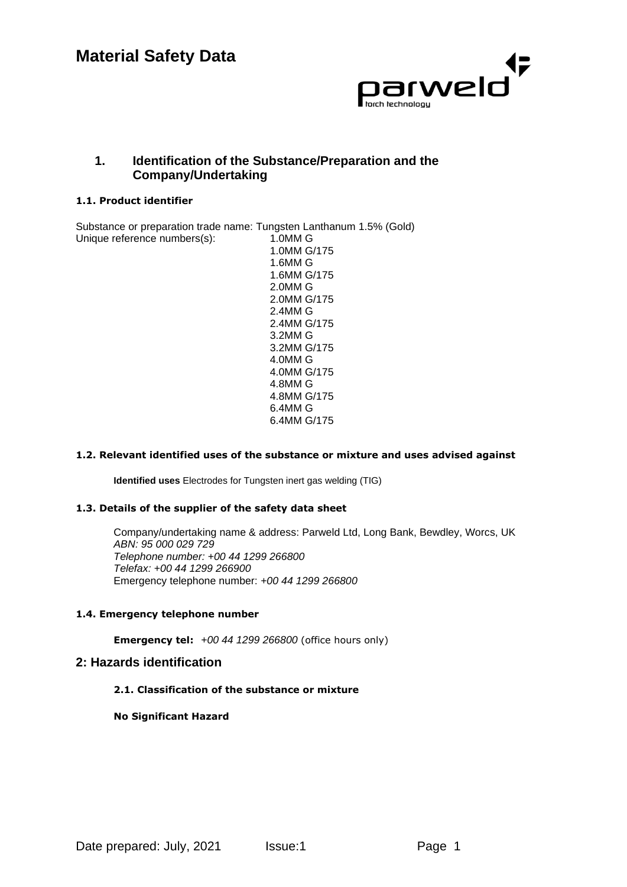# Material Safety Data

## 1. Identification of the Substance/Preparation and the Company/Undertaking

### 1.1. Product identifier

Substance or preparation trade name: Tungsten Lanthanum 1.5% (Gold)

Unique reference numbers(s):
- 1.0MM G
- 1.0MM G/175
- 1.6MM G
- 1.6MM G/175
- 2.0MM G
- 2.0MM G/175
- 2.4MM G
- 2.4MM G/175
- 3.2MM G
- 3.2MM G/175
- 4.0MM G
- 4.0MM G/175
- 4.8MM G
- 4.8MM G/175
- 6.4MM G
- 6.4MM G/175

### 1.2. Relevant identified uses of the substance or mixture and uses advised against

**Identified uses** Electrodes for Tungsten inert gas welding (TIG)

### 1.3. Details of the supplier of the safety data sheet

Company/undertaking name & address: Parweld Ltd, Long Bank, Bewdley, Worcs, UK
*ABN: 95 000 029 729*
*Telephone number: +00 44 1299 266800*
*Telefax: +00 44 1299 266900*
Emergency telephone number: *+00 44 1299 266800*

### 1.4. Emergency telephone number

**Emergency tel:** *+00 44 1299 266800* (office hours only)

## 2: Hazards identification

### 2.1. Classification of the substance or mixture

**No Significant Hazard**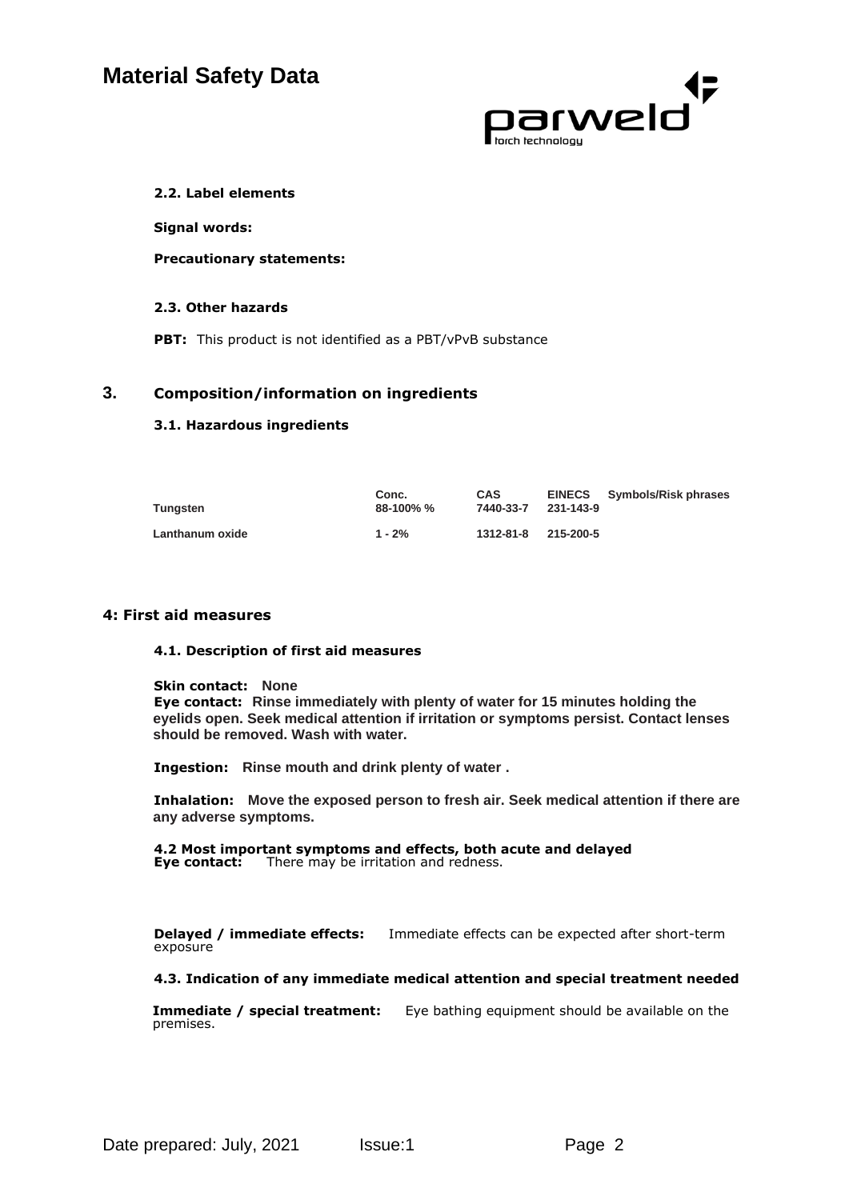#### 2.2. Label elements

**Signal words:**

**Precautionary statements:**

#### 2.3. Other hazards

**PBT:** This product is not identified as a PBT/vPvB substance

## 3. Composition/information on ingredients

### 3.1. Hazardous ingredients

| | Conc. | CAS | EINECS | Symbols/Risk phrases |
|---|---|---|---|---|
| **Tungsten** | 88-100% % | 7440-33-7 | 231-143-9 | |
| **Lanthanum oxide** | 1 - 2% | 1312-81-8 | 215-200-5 | |

## 4: First aid measures

### 4.1. Description of first aid measures

**Skin contact:** **None**
**Eye contact:** **Rinse immediately with plenty of water for 15 minutes holding the eyelids open. Seek medical attention if irritation or symptoms persist. Contact lenses should be removed. Wash with water.**

**Ingestion:** **Rinse mouth and drink plenty of water .**

**Inhalation:** **Move the exposed person to fresh air. Seek medical attention if there are any adverse symptoms.**

### 4.2 Most important symptoms and effects, both acute and delayed

**Eye contact:** There may be irritation and redness.

**Delayed / immediate effects:** Immediate effects can be expected after short-term exposure

### 4.3. Indication of any immediate medical attention and special treatment needed

**Immediate / special treatment:** Eye bathing equipment should be available on the premises.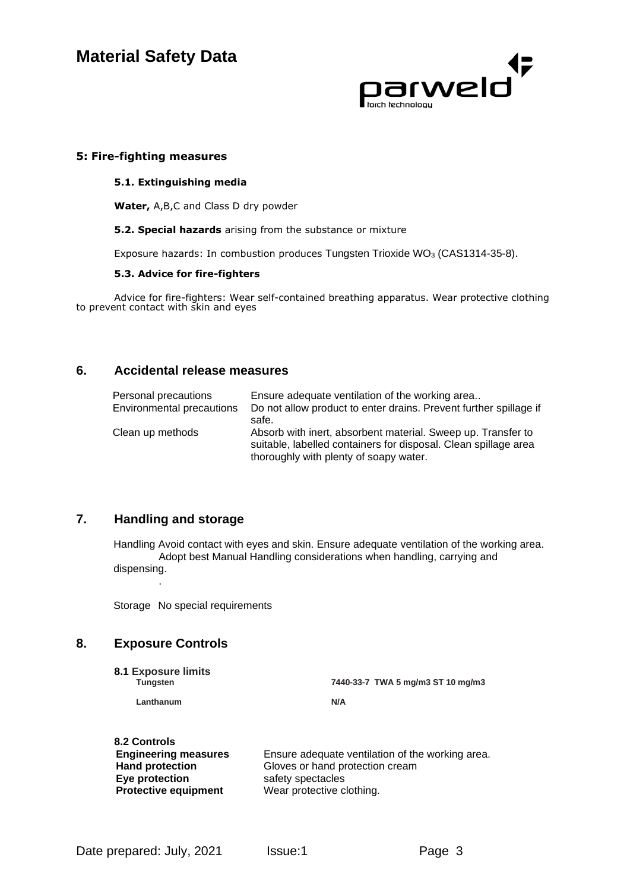## 5: Fire-fighting measures

### 5.1. Extinguishing media

**Water,** A,B,C and Class D dry powder

**5.2. Special hazards** arising from the substance or mixture

Exposure hazards: In combustion produces Tungsten Trioxide $WO_3$ (CAS1314-35-8).

### 5.3. Advice for fire-fighters

Advice for fire-fighters: Wear self-contained breathing apparatus. Wear protective clothing to prevent contact with skin and eyes

## 6. Accidental release measures

| | |
|---|---|
| Personal precautions | Ensure adequate ventilation of the working area.. |
| Environmental precautions | Do not allow product to enter drains. Prevent further spillage if safe. |
| Clean up methods | Absorb with inert, absorbent material. Sweep up. Transfer to suitable, labelled containers for disposal. Clean spillage area thoroughly with plenty of soapy water. |

## 7. Handling and storage

Handling Avoid contact with eyes and skin. Ensure adequate ventilation of the working area. Adopt best Manual Handling considerations when handling, carrying and dispensing.
.

Storage No special requirements

## 8. Exposure Controls

**8.1 Exposure limits**

| | |
|---|---|
| **Tungsten** | **7440-33-7 TWA 5 mg/m3 ST 10 mg/m3** |
| **Lanthanum** | **N/A** |

**8.2 Controls**

| | |
|---|---|
| **Engineering measures** | Ensure adequate ventilation of the working area. |
| **Hand protection** | Gloves or hand protection cream |
| **Eye protection** | safety spectacles |
| **Protective equipment** | Wear protective clothing. |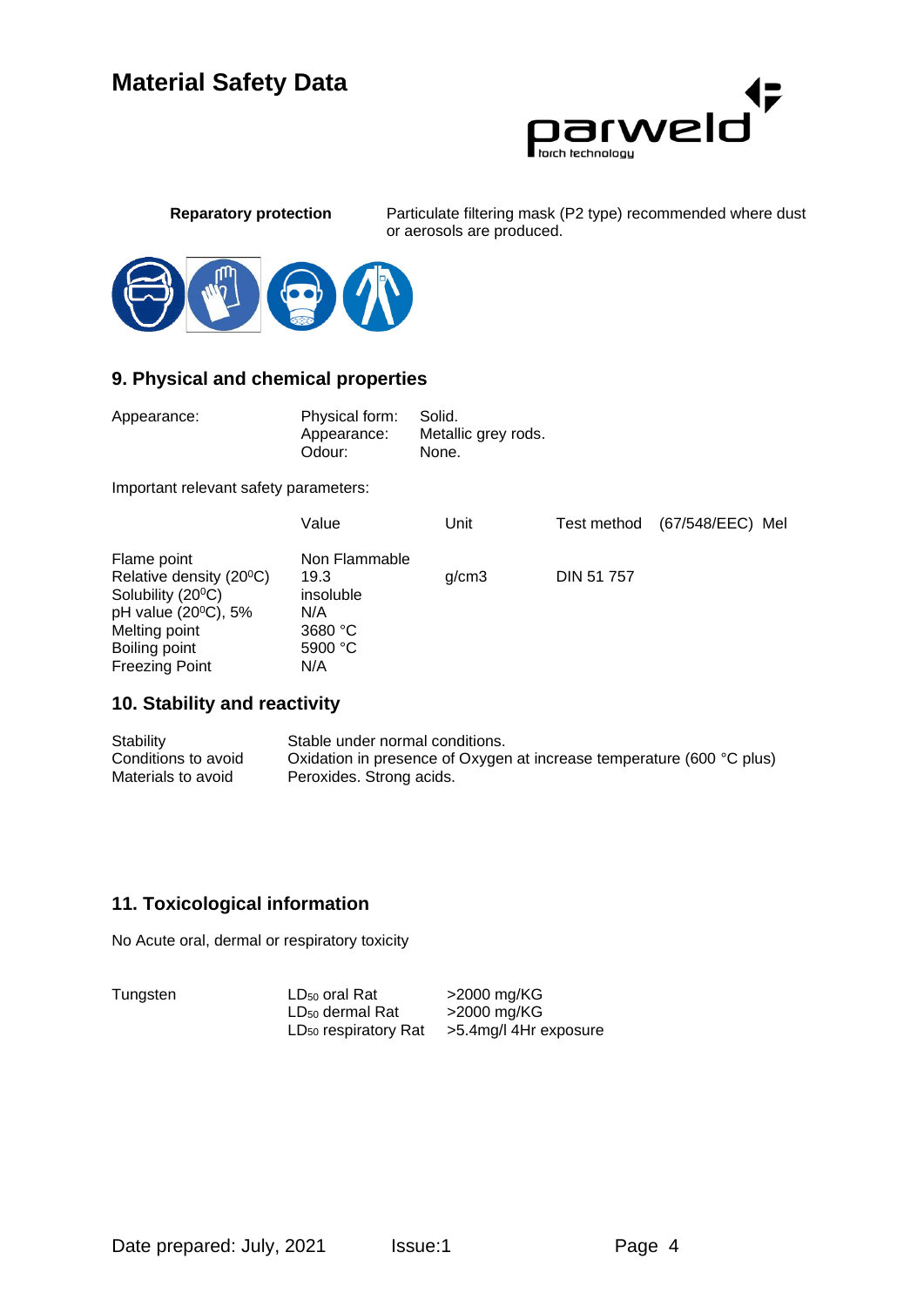**Reparatory protection** Particulate filtering mask (P2 type) recommended where dust or aerosols are produced.

## 9. Physical and chemical properties

| | | |
|---|---|---|
| Appearance: | Physical form: | Solid. |
| | Appearance: | Metallic grey rods. |
| | Odour: | None. |

Important relevant safety parameters:

| | Value | Unit | Test method | (67/548/EEC) Mel |
|---|---|---|---|---|
| Flame point | Non Flammable | | | |
| Relative density (20⁰C) | 19.3 | g/cm3 | DIN 51 757 | |
| Solubility (20⁰C) | insoluble | | | |
| pH value (20⁰C), 5% | N/A | | | |
| Melting point | 3680 °C | | | |
| Boiling point | 5900 °C | | | |
| Freezing Point | N/A | | | |

## 10. Stability and reactivity

| | |
|---|---|
| Stability | Stable under normal conditions. |
| Conditions to avoid | Oxidation in presence of Oxygen at increase temperature (600 °C plus) |
| Materials to avoid | Peroxides. Strong acids. |

## 11. Toxicological information

No Acute oral, dermal or respiratory toxicity

| | | |
|---|---|---|
| Tungsten | $LD_{50}$ oral Rat | >2000 mg/KG |
| | $LD_{50}$ dermal Rat | >2000 mg/KG |
| | $LD_{50}$ respiratory Rat | >5.4mg/l 4Hr exposure |

Date prepared: July, 2021 Issue:1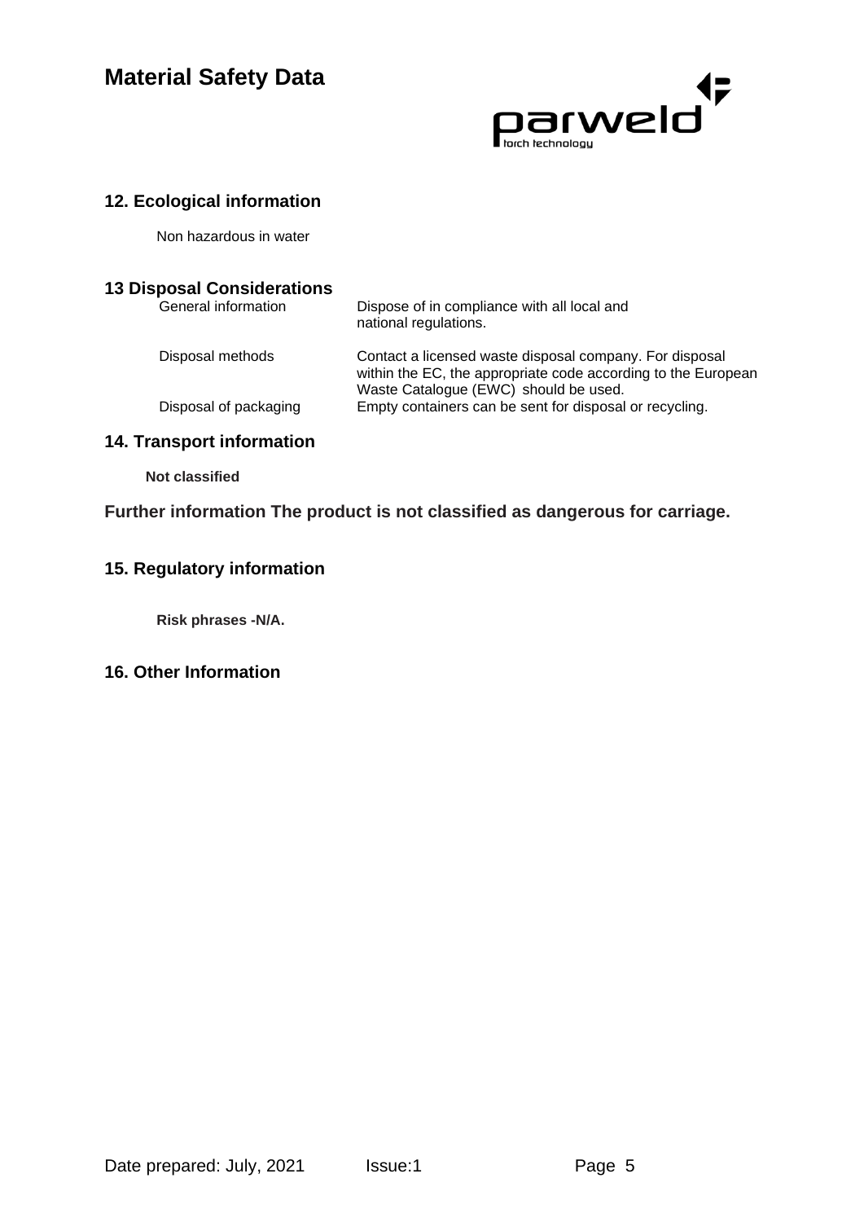## 12. Ecological information

Non hazardous in water

## 13 Disposal Considerations

| | |
|---|---|
| General information | Dispose of in compliance with all local and national regulations. |
| Disposal methods | Contact a licensed waste disposal company. For disposal within the EC, the appropriate code according to the European Waste Catalogue (EWC) should be used. |
| Disposal of packaging | Empty containers can be sent for disposal or recycling. |

## 14. Transport information

**Not classified**

**Further information The product is not classified as dangerous for carriage.**

## 15. Regulatory information

**Risk phrases -N/A.**

## 16. Other Information